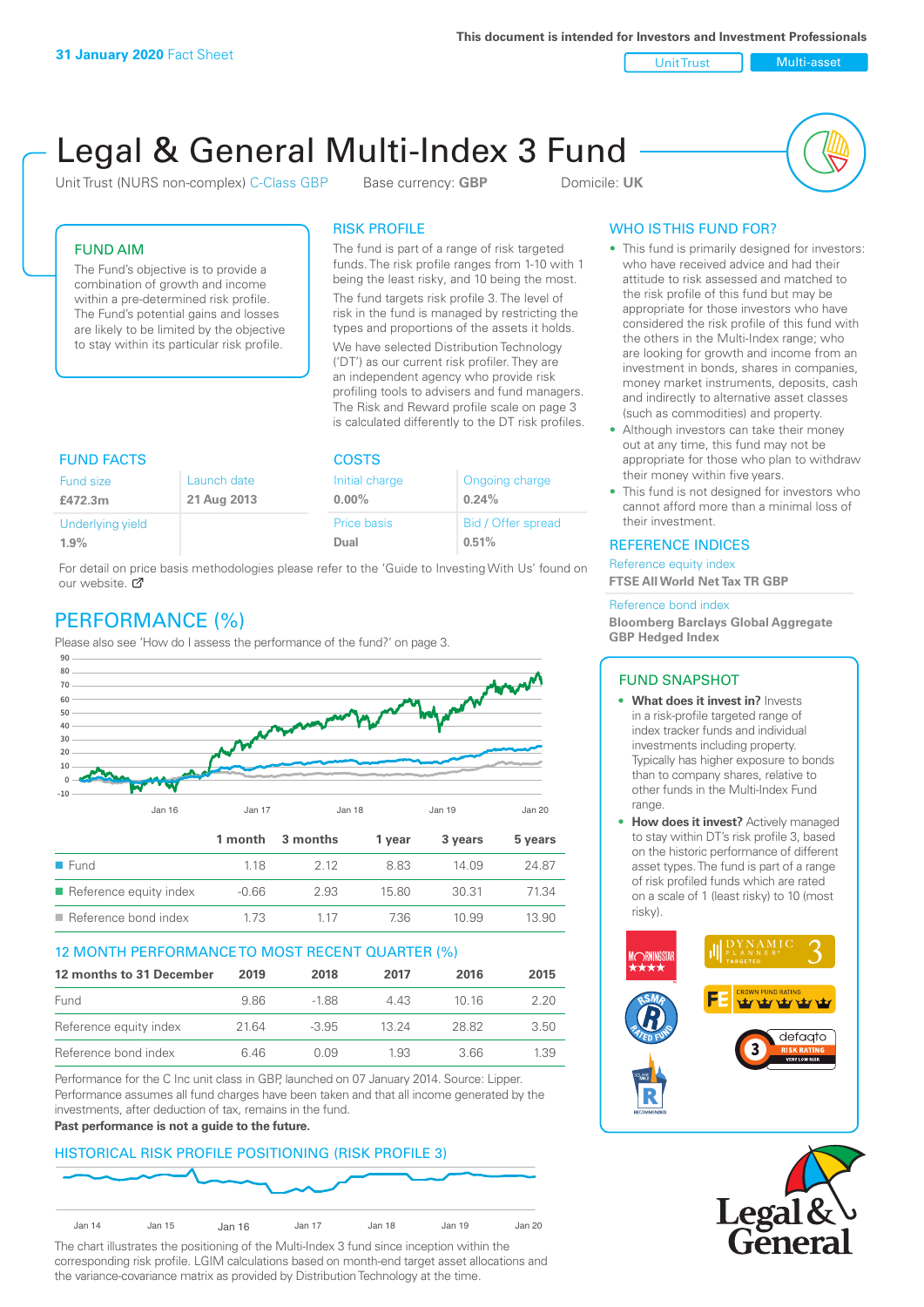**31 January 2020** Fact Sheet

This document is intended for Investors and Investment Professionals

Unit Trust | Multi-asset

# Legal & General Multi-Index 3 Fund

Unit Trust (NURS non-complex) C-Class GBP    Base currency: **GBP**    Domicile: **UK**

## FUND AIM

The Fund's objective is to provide a combination of growth and income within a pre-determined risk profile. The Fund's potential gains and losses are likely to be limited by the objective to stay within its particular risk profile.

## RISK PROFILE

The fund is part of a range of risk targeted funds. The risk profile ranges from 1-10 with 1 being the least risky, and 10 being the most.

The fund targets risk profile 3. The level of risk in the fund is managed by restricting the types and proportions of the assets it holds.

We have selected Distribution Technology ('DT') as our current risk profiler. They are an independent agency who provide risk profiling tools to advisers and fund managers. The Risk and Reward profile scale on page 3 is calculated differently to the DT risk profiles.

## FUND FACTS

| Fund size | Launch date |
|---|---|
| **£472.3m** | **21 Aug 2013** |
| Underlying yield | |
| **1.9%** | |

## COSTS

| Initial charge | Ongoing charge |
|---|---|
| **0.00%** | **0.24%** |
| Price basis | Bid / Offer spread |
| **Dual** | **0.51%** |

For detail on price basis methodologies please refer to the 'Guide to Investing With Us' found on our website.

## PERFORMANCE (%)

Please also see 'How do I assess the performance of the fund?' on page 3.

| | 1 month | 3 months | 1 year | 3 years | 5 years |
|---|---|---|---|---|---|
| Fund | 1.18 | 2.12 | 8.83 | 14.09 | 24.87 |
| Reference equity index | -0.66 | 2.93 | 15.80 | 30.31 | 71.34 |
| Reference bond index | 1.73 | 1.17 | 7.36 | 10.99 | 13.90 |

## 12 MONTH PERFORMANCE TO MOST RECENT QUARTER (%)

| 12 months to 31 December | 2019 | 2018 | 2017 | 2016 | 2015 |
|---|---|---|---|---|---|
| Fund | 9.86 | -1.88 | 4.43 | 10.16 | 2.20 |
| Reference equity index | 21.64 | -3.95 | 13.24 | 28.82 | 3.50 |
| Reference bond index | 6.46 | 0.09 | 1.93 | 3.66 | 1.39 |

Performance for the C Inc unit class in GBP, launched on 07 January 2014. Source: Lipper. Performance assumes all fund charges have been taken and that all income generated by the investments, after deduction of tax, remains in the fund.

**Past performance is not a guide to the future.**

## HISTORICAL RISK PROFILE POSITIONING (RISK PROFILE 3)

The chart illustrates the positioning of the Multi-Index 3 fund since inception within the corresponding risk profile. LGIM calculations based on month-end target asset allocations and the variance-covariance matrix as provided by Distribution Technology at the time.

## WHO IS THIS FUND FOR?

- This fund is primarily designed for investors: who have received advice and had their attitude to risk assessed and matched to the risk profile of this fund but may be appropriate for those investors who have considered the risk profile of this fund with the others in the Multi-Index range; who are looking for growth and income from an investment in bonds, shares in companies, money market instruments, deposits, cash and indirectly to alternative asset classes (such as commodities) and property.
- Although investors can take their money out at any time, this fund may not be appropriate for those who plan to withdraw their money within five years.
- This fund is not designed for investors who cannot afford more than a minimal loss of their investment.

## REFERENCE INDICES

Reference equity index
**FTSE All World Net Tax TR GBP**

Reference bond index
**Bloomberg Barclays Global Aggregate GBP Hedged Index**

## FUND SNAPSHOT

- **What does it invest in?** Invests in a risk-profile targeted range of index tracker funds and individual investments including property. Typically has higher exposure to bonds than to company shares, relative to other funds in the Multi-Index Fund range.
- **How does it invest?** Actively managed to stay within DT's risk profile 3, based on the historic performance of different asset types. The fund is part of a range of risk profiled funds which are rated on a scale of 1 (least risky) to 10 (most risky).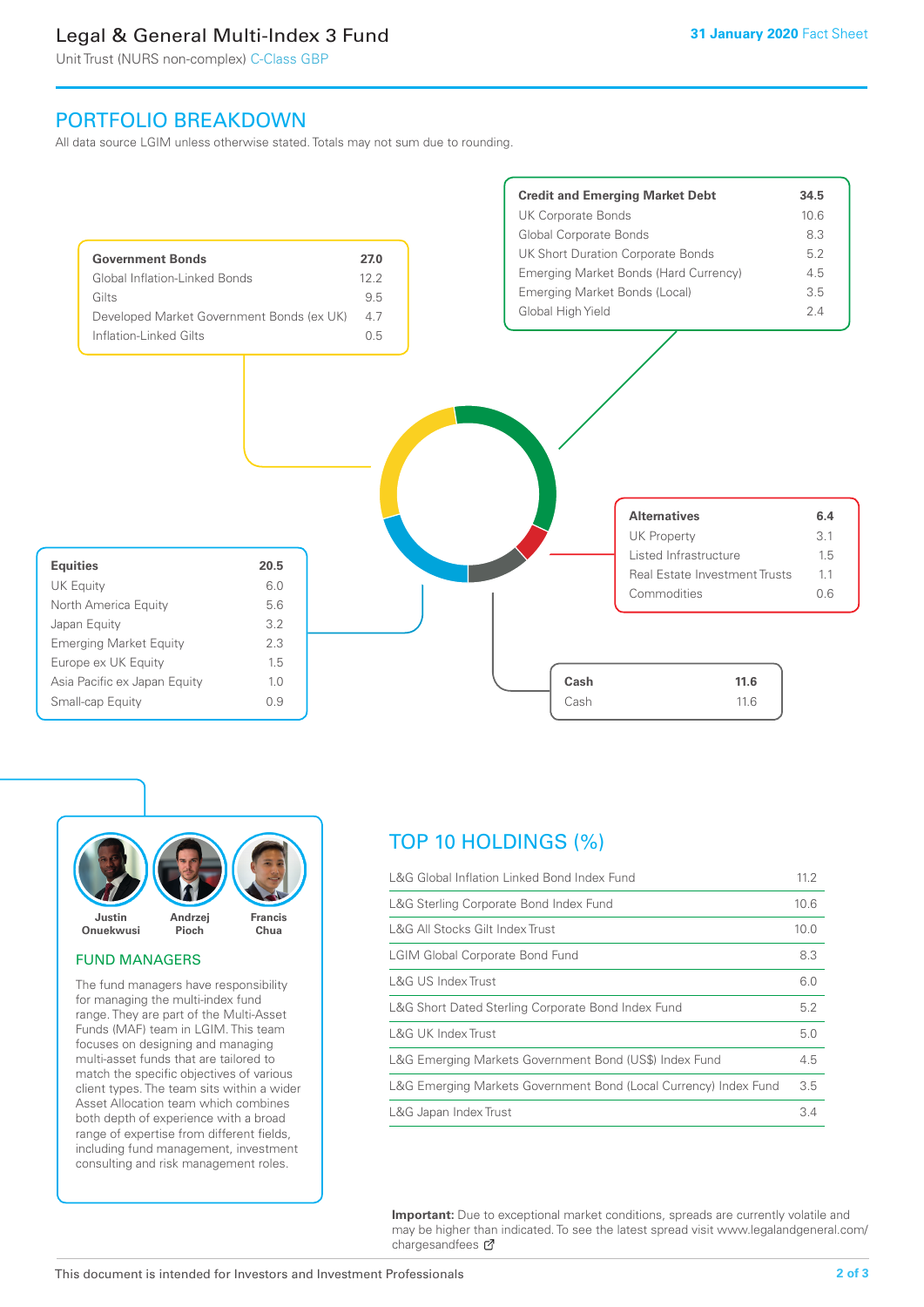# Legal & General Multi-Index 3 Fund

Unit Trust (NURS non-complex) C-Class GBP

**31 January 2020** Fact Sheet

## PORTFOLIO BREAKDOWN

All data source LGIM unless otherwise stated. Totals may not sum due to rounding.

| **Government Bonds** | **27.0** |
|---|---|
| Global Inflation-Linked Bonds | 12.2 |
| Gilts | 9.5 |
| Developed Market Government Bonds (ex UK) | 4.7 |
| Inflation-Linked Gilts | 0.5 |

| **Credit and Emerging Market Debt** | **34.5** |
|---|---|
| UK Corporate Bonds | 10.6 |
| Global Corporate Bonds | 8.3 |
| UK Short Duration Corporate Bonds | 5.2 |
| Emerging Market Bonds (Hard Currency) | 4.5 |
| Emerging Market Bonds (Local) | 3.5 |
| Global High Yield | 2.4 |

| **Alternatives** | **6.4** |
|---|---|
| UK Property | 3.1 |
| Listed Infrastructure | 1.5 |
| Real Estate Investment Trusts | 1.1 |
| Commodities | 0.6 |

| **Equities** | **20.5** |
|---|---|
| UK Equity | 6.0 |
| North America Equity | 5.6 |
| Japan Equity | 3.2 |
| Emerging Market Equity | 2.3 |
| Europe ex UK Equity | 1.5 |
| Asia Pacific ex Japan Equity | 1.0 |
| Small-cap Equity | 0.9 |

| **Cash** | **11.6** |
|---|---|
| Cash | 11.6 |

Justin Onuekwusi, Andrzej Pioch, Francis Chua

### FUND MANAGERS

The fund managers have responsibility for managing the multi-index fund range. They are part of the Multi-Asset Funds (MAF) team in LGIM. This team focuses on designing and managing multi-asset funds that are tailored to match the specific objectives of various client types. The team sits within a wider Asset Allocation team which combines both depth of experience with a broad range of expertise from different fields, including fund management, investment consulting and risk management roles.

## TOP 10 HOLDINGS (%)

| Holding | % |
|---|---|
| L&G Global Inflation Linked Bond Index Fund | 11.2 |
| L&G Sterling Corporate Bond Index Fund | 10.6 |
| L&G All Stocks Gilt Index Trust | 10.0 |
| LGIM Global Corporate Bond Fund | 8.3 |
| L&G US Index Trust | 6.0 |
| L&G Short Dated Sterling Corporate Bond Index Fund | 5.2 |
| L&G UK Index Trust | 5.0 |
| L&G Emerging Markets Government Bond (US$) Index Fund | 4.5 |
| L&G Emerging Markets Government Bond (Local Currency) Index Fund | 3.5 |
| L&G Japan Index Trust | 3.4 |

**Important:** Due to exceptional market conditions, spreads are currently volatile and may be higher than indicated. To see the latest spread visit www.legalandgeneral.com/chargesandfees

This document is intended for Investors and Investment Professionals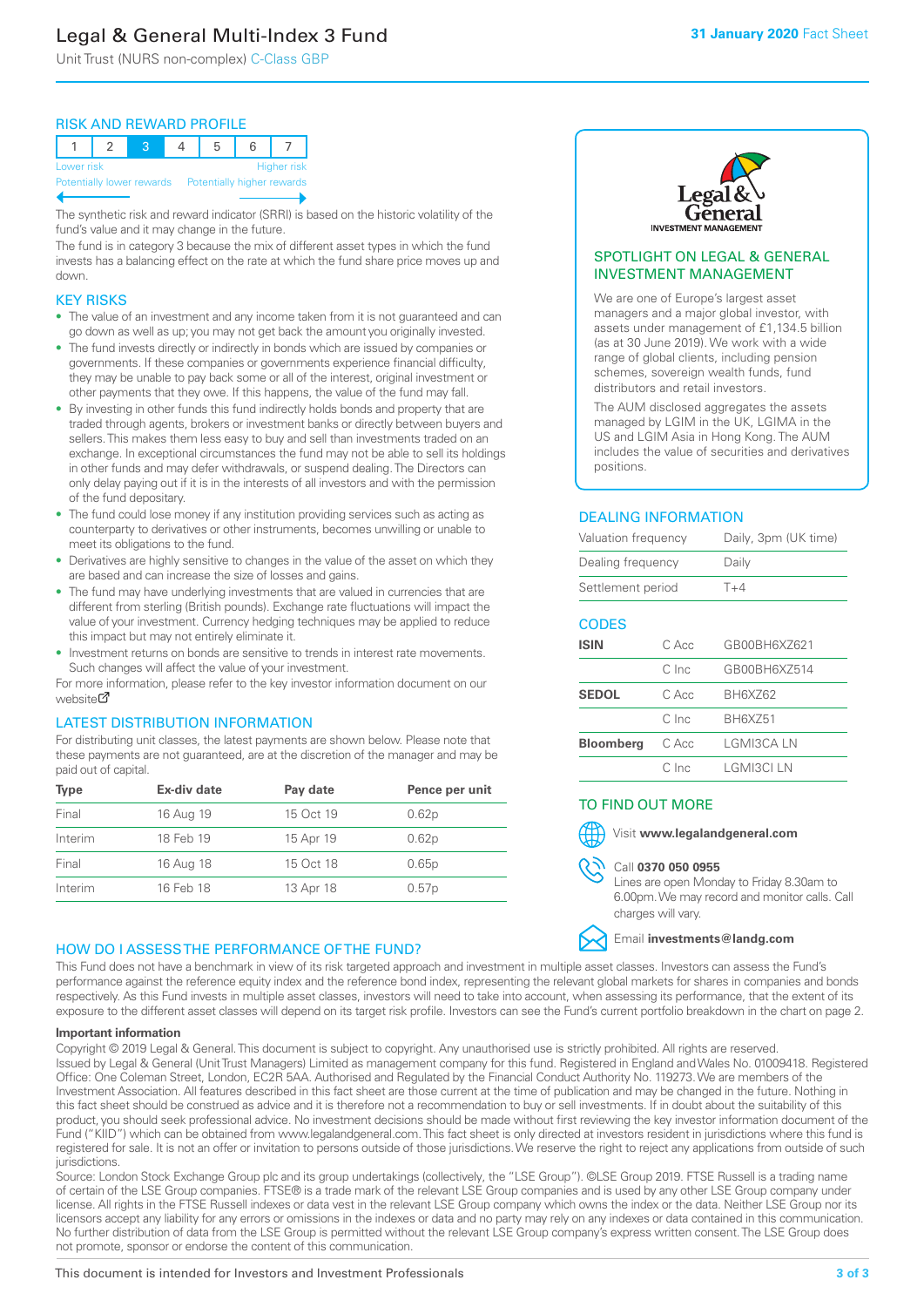# Legal & General Multi-Index 3 Fund

Unit Trust (NURS non-complex) C-Class GBP

**31 January 2020** Fact Sheet

## RISK AND REWARD PROFILE

| 1 | 2 | 3 | 4 | 5 | 6 | 7 |
|---|---|---|---|---|---|---|

Lower risk — Higher risk

Potentially lower rewards — Potentially higher rewards

The synthetic risk and reward indicator (SRRI) is based on the historic volatility of the fund's value and it may change in the future.

The fund is in category 3 because the mix of different asset types in which the fund invests has a balancing effect on the rate at which the fund share price moves up and down.

## KEY RISKS

- The value of an investment and any income taken from it is not guaranteed and can go down as well as up; you may not get back the amount you originally invested.
- The fund invests directly or indirectly in bonds which are issued by companies or governments. If these companies or governments experience financial difficulty, they may be unable to pay back some or all of the interest, original investment or other payments that they owe. If this happens, the value of the fund may fall.
- By investing in other funds this fund indirectly holds bonds and property that are traded through agents, brokers or investment banks or directly between buyers and sellers. This makes them less easy to buy and sell than investments traded on an exchange. In exceptional circumstances the fund may not be able to sell its holdings in other funds and may defer withdrawals, or suspend dealing. The Directors can only delay paying out if it is in the interests of all investors and with the permission of the fund depositary.
- The fund could lose money if any institution providing services such as acting as counterparty to derivatives or other instruments, becomes unwilling or unable to meet its obligations to the fund.
- Derivatives are highly sensitive to changes in the value of the asset on which they are based and can increase the size of losses and gains.
- The fund may have underlying investments that are valued in currencies that are different from sterling (British pounds). Exchange rate fluctuations will impact the value of your investment. Currency hedging techniques may be applied to reduce this impact but may not entirely eliminate it.
- Investment returns on bonds are sensitive to trends in interest rate movements. Such changes will affect the value of your investment.

For more information, please refer to the key investor information document on our website

## LATEST DISTRIBUTION INFORMATION

For distributing unit classes, the latest payments are shown below. Please note that these payments are not guaranteed, are at the discretion of the manager and may be paid out of capital.

| Type | Ex-div date | Pay date | Pence per unit |
|---|---|---|---|
| Final | 16 Aug 19 | 15 Oct 19 | 0.62p |
| Interim | 18 Feb 19 | 15 Apr 19 | 0.62p |
| Final | 16 Aug 18 | 15 Oct 18 | 0.65p |
| Interim | 16 Feb 18 | 13 Apr 18 | 0.57p |

## SPOTLIGHT ON LEGAL & GENERAL INVESTMENT MANAGEMENT

We are one of Europe's largest asset managers and a major global investor, with assets under management of £1,134.5 billion (as at 30 June 2019). We work with a wide range of global clients, including pension schemes, sovereign wealth funds, fund distributors and retail investors.

The AUM disclosed aggregates the assets managed by LGIM in the UK, LGIMA in the US and LGIM Asia in Hong Kong. The AUM includes the value of securities and derivatives positions.

## DEALING INFORMATION

| | |
|---|---|
| Valuation frequency | Daily, 3pm (UK time) |
| Dealing frequency | Daily |
| Settlement period | T+4 |

## CODES

| | | |
|---|---|---|
| **ISIN** | C Acc | GB00BH6XZ621 |
| | C Inc | GB00BH6XZ514 |
| **SEDOL** | C Acc | BH6XZ62 |
| | C Inc | BH6XZ51 |
| **Bloomberg** | C Acc | LGMI3CA LN |
| | C Inc | LGMI3CI LN |

## TO FIND OUT MORE

Visit **www.legalandgeneral.com**

Call **0370 050 0955**
Lines are open Monday to Friday 8.30am to 6.00pm. We may record and monitor calls. Call charges will vary.

Email **investments@landg.com**

## HOW DO I ASSESS THE PERFORMANCE OF THE FUND?

This Fund does not have a benchmark in view of its risk targeted approach and investment in multiple asset classes. Investors can assess the Fund's performance against the reference equity index and the reference bond index, representing the relevant global markets for shares in companies and bonds respectively. As this Fund invests in multiple asset classes, investors will need to take into account, when assessing its performance, that the extent of its exposure to the different asset classes will depend on its target risk profile. Investors can see the Fund's current portfolio breakdown in the chart on page 2.

#### Important information

Copyright © 2019 Legal & General. This document is subject to copyright. Any unauthorised use is strictly prohibited. All rights are reserved.

Issued by Legal & General (Unit Trust Managers) Limited as management company for this fund. Registered in England and Wales No. 01009418. Registered Office: One Coleman Street, London, EC2R 5AA. Authorised and Regulated by the Financial Conduct Authority No. 119273. We are members of the Investment Association. All features described in this fact sheet are those current at the time of publication and may be changed in the future. Nothing in this fact sheet should be construed as advice and it is therefore not a recommendation to buy or sell investments. If in doubt about the suitability of this product, you should seek professional advice. No investment decisions should be made without first reviewing the key investor information document of the Fund ("KIID") which can be obtained from www.legalandgeneral.com. This fact sheet is only directed at investors resident in jurisdictions where this fund is registered for sale. It is not an offer or invitation to persons outside of those jurisdictions. We reserve the right to reject any applications from outside of such jurisdictions.

Source: London Stock Exchange Group plc and its group undertakings (collectively, the "LSE Group"). ©LSE Group 2019. FTSE Russell is a trading name of certain of the LSE Group companies. FTSE® is a trade mark of the relevant LSE Group companies and is used by any other LSE Group company under license. All rights in the FTSE Russell indexes or data vest in the relevant LSE Group company which owns the index or the data. Neither LSE Group nor its licensors accept any liability for any errors or omissions in the indexes or data and no party may rely on any indexes or data contained in this communication. No further distribution of data from the LSE Group is permitted without the relevant LSE Group company's express written consent. The LSE Group does not promote, sponsor or endorse the content of this communication.

This document is intended for Investors and Investment Professionals